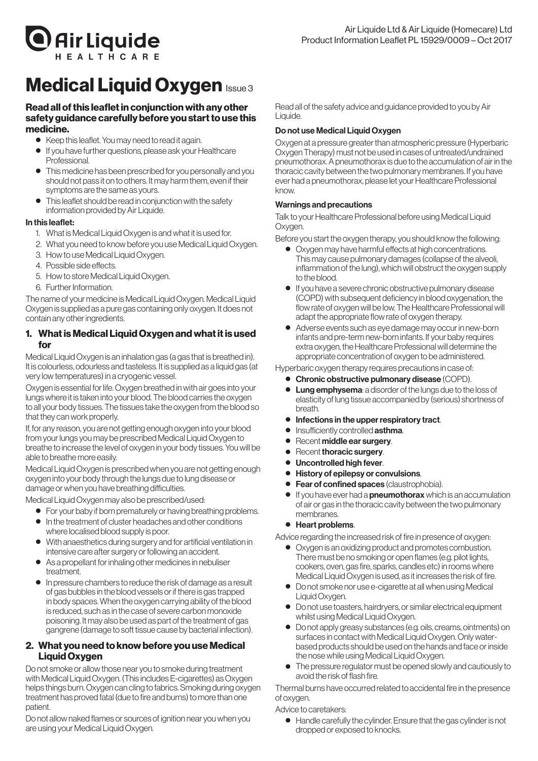Air Liquide Ltd & Air Liquide (Homecare) Ltd
Product Information Leaflet PL 15929/0009 – Oct 2017

# Medical Liquid Oxygen Issue 3

**Read all of this leaflet in conjunction with any other safety guidance carefully before you start to use this medicine.**

- Keep this leaflet. You may need to read it again.
- If you have further questions, please ask your Healthcare Professional.
- This medicine has been prescribed for you personally and you should not pass it on to others. It may harm them, even if their symptoms are the same as yours.
- This leaflet should be read in conjunction with the safety information provided by Air Liquide.

**In this leaflet:**

1. What is Medical Liquid Oxygen is and what it is used for.
2. What you need to know before you use Medical Liquid Oxygen.
3. How to use Medical Liquid Oxygen.
4. Possible side effects.
5. How to store Medical Liquid Oxygen.
6. Further Information.

The name of your medicine is Medical Liquid Oxygen. Medical Liquid Oxygen is supplied as a pure gas containing only oxygen. It does not contain any other ingredients.

## 1. What is Medical Liquid Oxygen and what it is used for

Medical Liquid Oxygen is an inhalation gas (a gas that is breathed in). It is colourless, odourless and tasteless. It is supplied as a liquid gas (at very low temperatures) in a cryogenic vessel.

Oxygen is essential for life. Oxygen breathed in with air goes into your lungs where it is taken into your blood. The blood carries the oxygen to all your body tissues. The tissues take the oxygen from the blood so that they can work properly.

If, for any reason, you are not getting enough oxygen into your blood from your lungs you may be prescribed Medical Liquid Oxygen to breathe to increase the level of oxygen in your body tissues. You will be able to breathe more easily.

Medical Liquid Oxygen is prescribed when you are not getting enough oxygen into your body through the lungs due to lung disease or damage or when you have breathing difficulties.

Medical Liquid Oxygen may also be prescribed/used:

- For your baby if born prematurely or having breathing problems.
- In the treatment of cluster headaches and other conditions where localised blood supply is poor.
- With anaesthetics during surgery and for artificial ventilation in intensive care after surgery or following an accident.
- As a propellant for inhaling other medicines in nebuliser treatment.
- In pressure chambers to reduce the risk of damage as a result of gas bubbles in the blood vessels or if there is gas trapped in body spaces. When the oxygen carrying ability of the blood is reduced, such as in the case of severe carbon monoxide poisoning. It may also be used as part of the treatment of gas gangrene (damage to soft tissue cause by bacterial infection).

## 2. What you need to know before you use Medical Liquid Oxygen

Do not smoke or allow those near you to smoke during treatment with Medical Liquid Oxygen. (This includes E-cigarettes) as Oxygen helps things burn. Oxygen can cling to fabrics. Smoking during oxygen treatment has proved fatal (due to fire and burns) to more than one patient.

Do not allow naked flames or sources of ignition near you when you are using your Medical Liquid Oxygen.

Read all of the safety advice and guidance provided to you by Air Liquide.

**Do not use Medical Liquid Oxygen**

Oxygen at a pressure greater than atmospheric pressure (Hyperbaric Oxygen Therapy) must not be used in cases of untreated/undrained pneumothorax. A pneumothorax is due to the accumulation of air in the thoracic cavity between the two pulmonary membranes. If you have ever had a pneumothorax, please let your Healthcare Professional know.

**Warnings and precautions**

Talk to your Healthcare Professional before using Medical Liquid Oxygen.

Before you start the oxygen therapy, you should know the following:

- Oxygen may have harmful effects at high concentrations. This may cause pulmonary damages (collapse of the alveoli, inflammation of the lung), which will obstruct the oxygen supply to the blood.
- If you have a severe chronic obstructive pulmonary disease (COPD) with subsequent deficiency in blood oxygenation, the flow rate of oxygen will be low. The Healthcare Professional will adapt the appropriate flow rate of oxygen therapy.
- Adverse events such as eye damage may occur in new-born infants and pre-term new-born infants. If your baby requires extra oxygen, the Healthcare Professional will determine the appropriate concentration of oxygen to be administered.

Hyperbaric oxygen therapy requires precautions in case of:

- **Chronic obstructive pulmonary disease** (COPD).
- **Lung emphysema**: a disorder of the lungs due to the loss of elasticity of lung tissue accompanied by (serious) shortness of breath.
- **Infections in the upper respiratory tract**.
- Insufficiently controlled **asthma**.
- Recent **middle ear surgery**.
- Recent **thoracic surgery**.
- **Uncontrolled high fever**.
- **History of epilepsy or convulsions**.
- **Fear of confined spaces** (claustrophobia).
- If you have ever had a **pneumothorax** which is an accumulation of air or gas in the thoracic cavity between the two pulmonary membranes.
- **Heart problems**.

Advice regarding the increased risk of fire in presence of oxygen:

- Oxygen is an oxidizing product and promotes combustion. There must be no smoking or open flames (e.g. pilot lights, cookers, oven, gas fire, sparks, candles etc) in rooms where Medical Liquid Oxygen is used, as it increases the risk of fire.
- Do not smoke nor use e-cigarette at all when using Medical Liquid Oxygen.
- Do not use toasters, hairdryers, or similar electrical equipment whilst using Medical Liquid Oxygen.
- Do not apply greasy substances (e.g. oils, creams, ointments) on surfaces in contact with Medical Liquid Oxygen. Only water-based products should be used on the hands and face or inside the nose while using Medical Liquid Oxygen.
- The pressure regulator must be opened slowly and cautiously to avoid the risk of flash fire.

Thermal burns have occurred related to accidental fire in the presence of oxygen.

Advice to caretakers:

- Handle carefully the cylinder. Ensure that the gas cylinder is not dropped or exposed to knocks.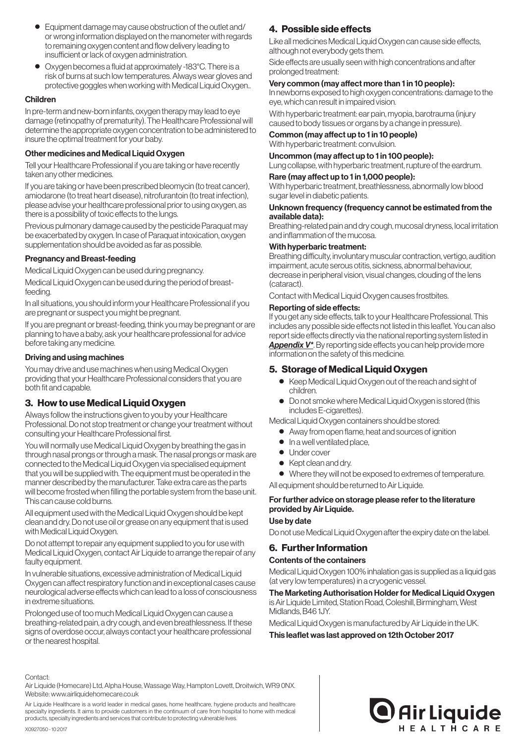- Equipment damage may cause obstruction of the outlet and/ or wrong information displayed on the manometer with regards to remaining oxygen content and flow delivery leading to insufficient or lack of oxygen administration.
- Oxygen becomes a fluid at approximately -183°C. There is a risk of burns at such low temperatures. Always wear gloves and protective goggles when working with Medical Liquid Oxygen..

### Children

In pre-term and new-born infants, oxygen therapy may lead to eye damage (retinopathy of prematurity). The Healthcare Professional will determine the appropriate oxygen concentration to be administered to insure the optimal treatment for your baby.

### Other medicines and Medical Liquid Oxygen

Tell your Healthcare Professional if you are taking or have recently taken any other medicines.

If you are taking or have been prescribed bleomycin (to treat cancer), amiodarone (to treat heart disease), nitrofurantoin (to treat infection), please advise your healthcare professional prior to using oxygen, as there is a possibility of toxic effects to the lungs.

Previous pulmonary damage caused by the pesticide Paraquat may be exacerbated by oxygen. In case of Paraquat intoxication, oxygen supplementation should be avoided as far as possible.

### Pregnancy and Breast-feeding

Medical Liquid Oxygen can be used during pregnancy.

Medical Liquid Oxygen can be used during the period of breast-feeding.

In all situations, you should inform your Healthcare Professional if you are pregnant or suspect you might be pregnant.

If you are pregnant or breast-feeding, think you may be pregnant or are planning to have a baby, ask your healthcare professional for advice before taking any medicine.

### Driving and using machines

You may drive and use machines when using Medical Oxygen providing that your Healthcare Professional considers that you are both fit and capable.

## 3. How to use Medical Liquid Oxygen

Always follow the instructions given to you by your Healthcare Professional. Do not stop treatment or change your treatment without consulting your Healthcare Professional first.

You will normally use Medical Liquid Oxygen by breathing the gas in through nasal prongs or through a mask. The nasal prongs or mask are connected to the Medical Liquid Oxygen via specialised equipment that you will be supplied with. The equipment must be operated in the manner described by the manufacturer. Take extra care as the parts will become frosted when filling the portable system from the base unit. This can cause cold burns.

All equipment used with the Medical Liquid Oxygen should be kept clean and dry. Do not use oil or grease on any equipment that is used with Medical Liquid Oxygen.

Do not attempt to repair any equipment supplied to you for use with Medical Liquid Oxygen, contact Air Liquide to arrange the repair of any faulty equipment.

In vulnerable situations, excessive administration of Medical Liquid Oxygen can affect respiratory function and in exceptional cases cause neurological adverse effects which can lead to a loss of consciousness in extreme situations.

Prolonged use of too much Medical Liquid Oxygen can cause a breathing-related pain, a dry cough, and even breathlessness. If these signs of overdose occur, always contact your healthcare professional or the nearest hospital.

## 4. Possible side effects

Like all medicines Medical Liquid Oxygen can cause side effects, although not everybody gets them.

Side effects are usually seen with high concentrations and after prolonged treatment:

### Very common (may affect more than 1 in 10 people):

In newborns exposed to high oxygen concentrations: damage to the eye, which can result in impaired vision.

With hyperbaric treatment: ear pain, myopia, barotrauma (injury caused to body tissues or organs by a change in pressure).

### Common (may affect up to 1 in 10 people)

With hyperbaric treatment: convulsion.

### Uncommon (may affect up to 1 in 100 people):

Lung collapse, with hyperbaric treatment, rupture of the eardrum.

### Rare (may affect up to 1 in 1,000 people):

With hyperbaric treatment, breathlessness, abnormally low blood sugar level in diabetic patients.

### Unknown frequency (frequency cannot be estimated from the available data):

Breathing-related pain and dry cough, mucosal dryness, local irritation and inflammation of the mucosa.

### With hyperbaric treatment:

Breathing difficulty, involuntary muscular contraction, vertigo, audition impairment, acute serous otitis, sickness, abnormal behaviour, decrease in peripheral vision, visual changes, clouding of the lens (cataract).

Contact with Medical Liquid Oxygen causes frostbites.

### Reporting of side effects:

If you get any side effects, talk to your Healthcare Professional. This includes any possible side effects not listed in this leaflet. You can also report side effects directly via the national reporting system listed in ***Appendix V****. By reporting side effects you can help provide more information on the safety of this medicine.

## 5. Storage of Medical Liquid Oxygen

- Keep Medical Liquid Oxygen out of the reach and sight of children.
- Do not smoke where Medical Liquid Oxygen is stored (this includes E-cigarettes).

Medical Liquid Oxygen containers should be stored:

- Away from open flame, heat and sources of ignition
- In a well ventilated place,
- Under cover
- Kept clean and dry.
- Where they will not be exposed to extremes of temperature.

All equipment should be returned to Air Liquide.

**For further advice on storage please refer to the literature provided by Air Liquide.**

### Use by date

Do not use Medical Liquid Oxygen after the expiry date on the label.

## 6. Further Information

### Contents of the containers

Medical Liquid Oxygen 100% inhalation gas is supplied as a liquid gas (at very low temperatures) in a cryogenic vessel.

**The Marketing Authorisation Holder for Medical Liquid Oxygen** is Air Liquide Limited, Station Road, Coleshill, Birmingham, West Midlands, B46 1JY.

Medical Liquid Oxygen is manufactured by Air Liquide in the UK.

**This leaflet was last approved on 12th October 2017**

Contact:

Air Liquide (Homecare) Ltd, Alpha House, Wassage Way, Hampton Lovett, Droitwich, WR9 0NX. Website: www.airliquidehomecare.co.uk

Air Liquide Healthcare is a world leader in medical gases, home healthcare, hygiene products and healthcare specialty ingredients. It aims to provide customers in the continuum of care from hospital to home with medical products, specialty ingredients and services that contribute to protecting vulnerable lives.

X0927050 - 10 2017

Air Liquide HEALTHCARE